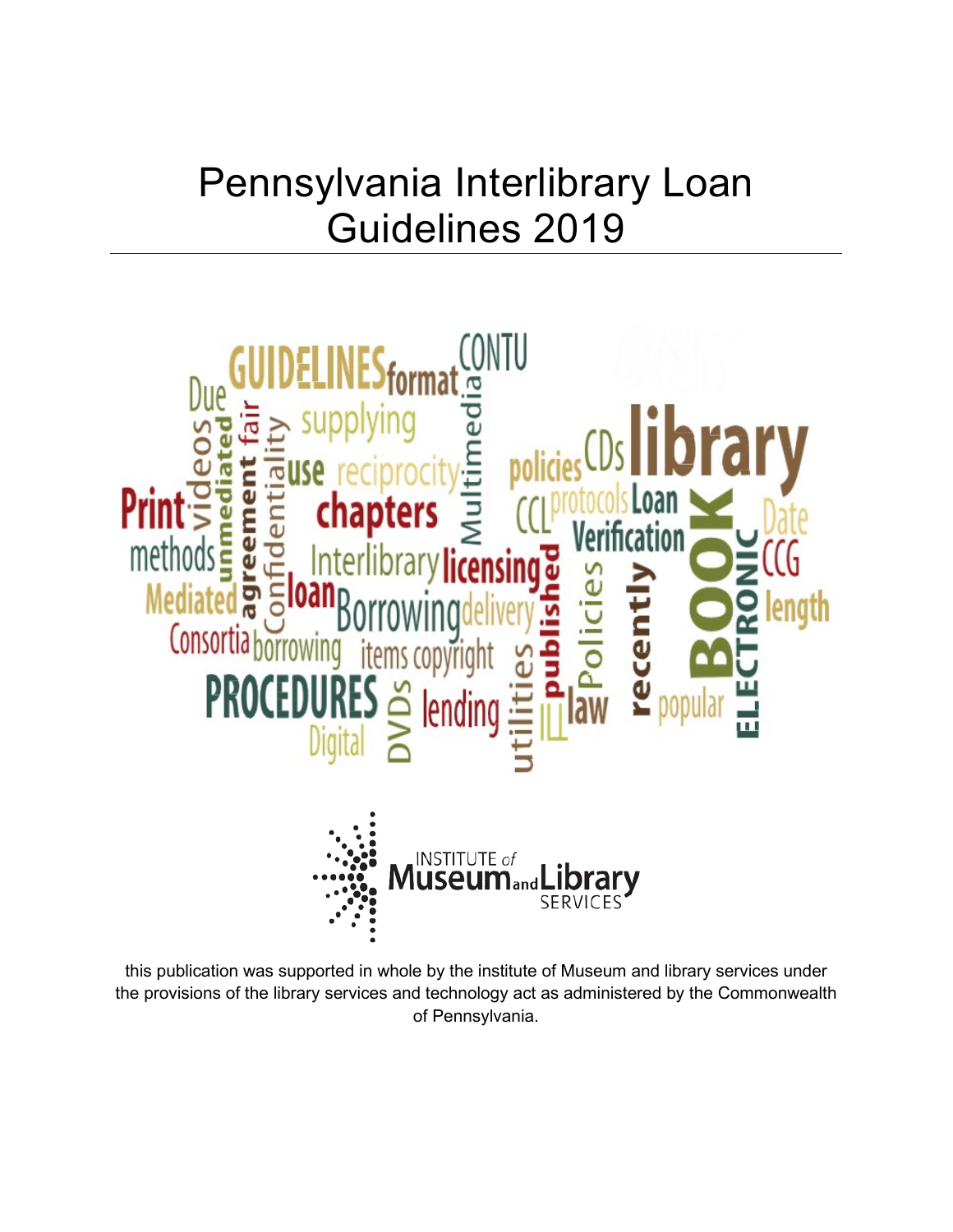# Pennsylvania Interlibrary Loan Guidelines 2019

this publication was supported in whole by the institute of Museum and library services under the provisions of the library services and technology act as administered by the Commonwealth of Pennsylvania.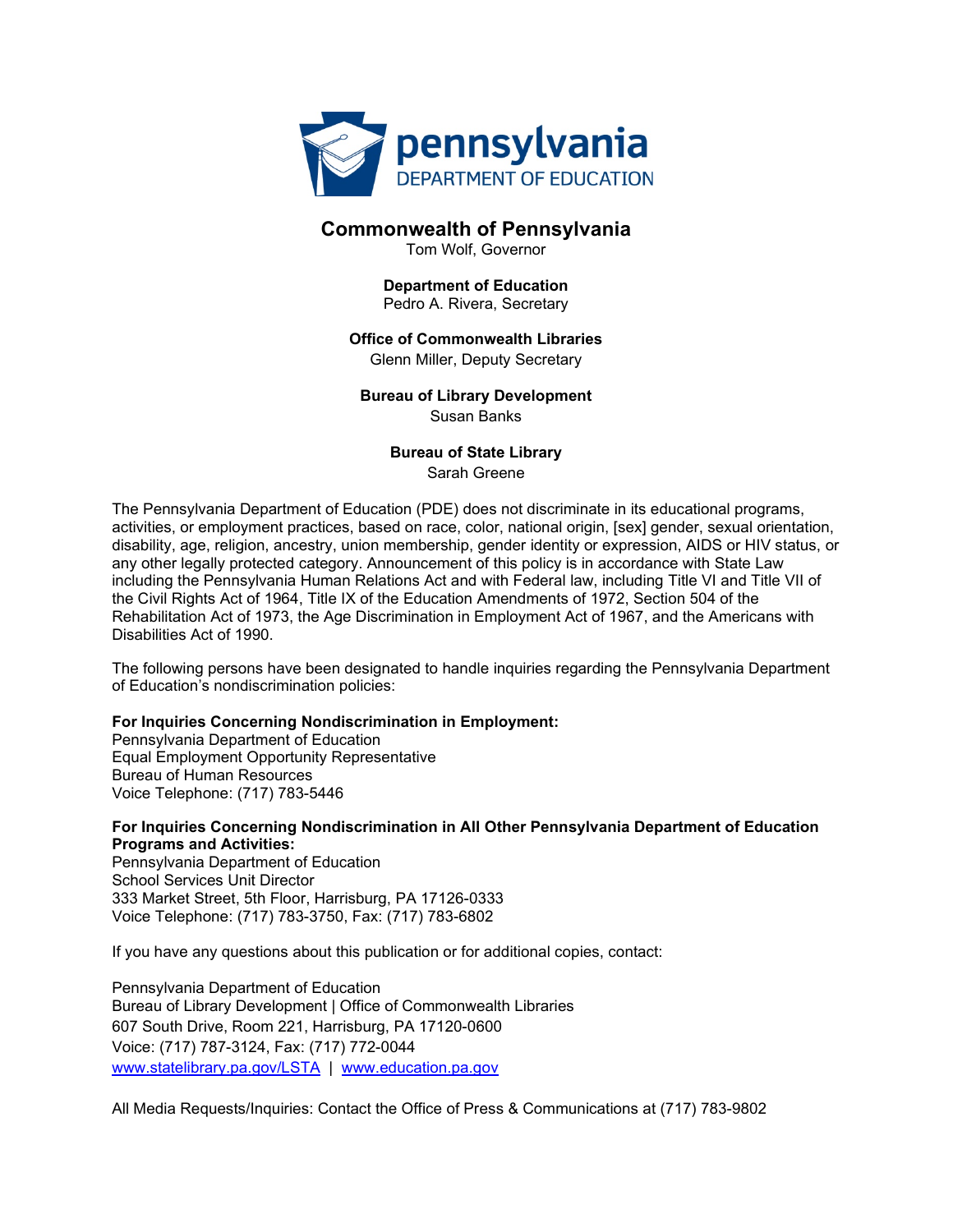**Commonwealth of Pennsylvania**
Tom Wolf, Governor

**Department of Education**
Pedro A. Rivera, Secretary

**Office of Commonwealth Libraries**
Glenn Miller, Deputy Secretary

**Bureau of Library Development**
Susan Banks

**Bureau of State Library**
Sarah Greene

The Pennsylvania Department of Education (PDE) does not discriminate in its educational programs, activities, or employment practices, based on race, color, national origin, [sex] gender, sexual orientation, disability, age, religion, ancestry, union membership, gender identity or expression, AIDS or HIV status, or any other legally protected category. Announcement of this policy is in accordance with State Law including the Pennsylvania Human Relations Act and with Federal law, including Title VI and Title VII of the Civil Rights Act of 1964, Title IX of the Education Amendments of 1972, Section 504 of the Rehabilitation Act of 1973, the Age Discrimination in Employment Act of 1967, and the Americans with Disabilities Act of 1990.

The following persons have been designated to handle inquiries regarding the Pennsylvania Department of Education's nondiscrimination policies:

**For Inquiries Concerning Nondiscrimination in Employment:**
Pennsylvania Department of Education
Equal Employment Opportunity Representative
Bureau of Human Resources
Voice Telephone: (717) 783-5446

**For Inquiries Concerning Nondiscrimination in All Other Pennsylvania Department of Education Programs and Activities:**
Pennsylvania Department of Education
School Services Unit Director
333 Market Street, 5th Floor, Harrisburg, PA 17126-0333
Voice Telephone: (717) 783-3750, Fax: (717) 783-6802

If you have any questions about this publication or for additional copies, contact:

Pennsylvania Department of Education
Bureau of Library Development | Office of Commonwealth Libraries
607 South Drive, Room 221, Harrisburg, PA 17120-0600
Voice: (717) 787-3124, Fax: (717) 772-0044
www.statelibrary.pa.gov/LSTA | www.education.pa.gov

All Media Requests/Inquiries: Contact the Office of Press & Communications at (717) 783-9802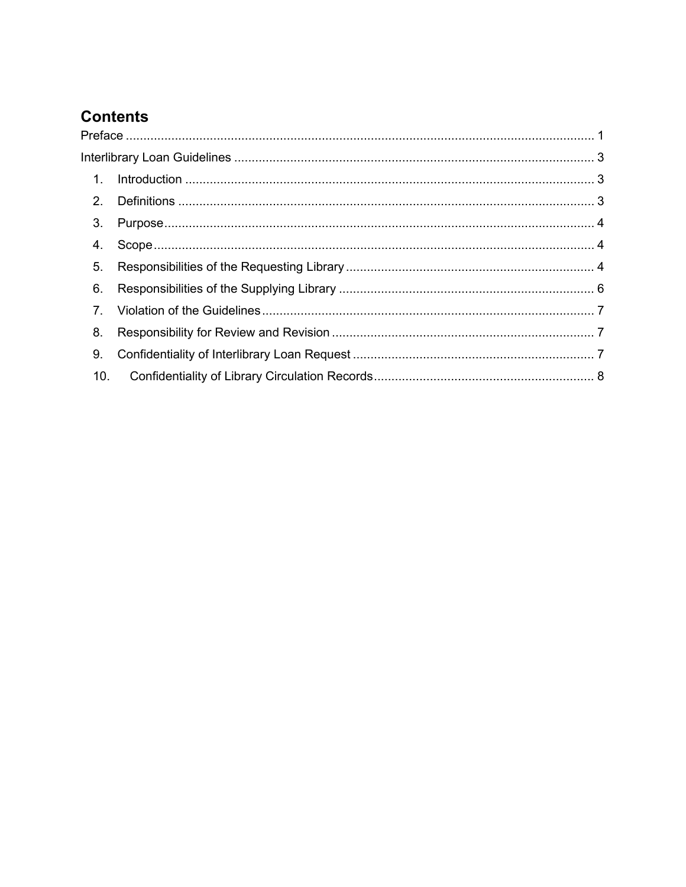## Contents

Preface ..................................................................................................................... 1

Interlibrary Loan Guidelines ...................................................................................... 3

1. Introduction ..................................................................................................... 3
2. Definitions ....................................................................................................... 3
3. Purpose .......................................................................................................... 4
4. Scope ............................................................................................................. 4
5. Responsibilities of the Requesting Library ...................................................... 4
6. Responsibilities of the Supplying Library ........................................................ 6
7. Violation of the Guidelines .............................................................................. 7
8. Responsibility for Review and Revision .......................................................... 7
9. Confidentiality of Interlibrary Loan Request .................................................... 7
10. Confidentiality of Library Circulation Records .............................................. 8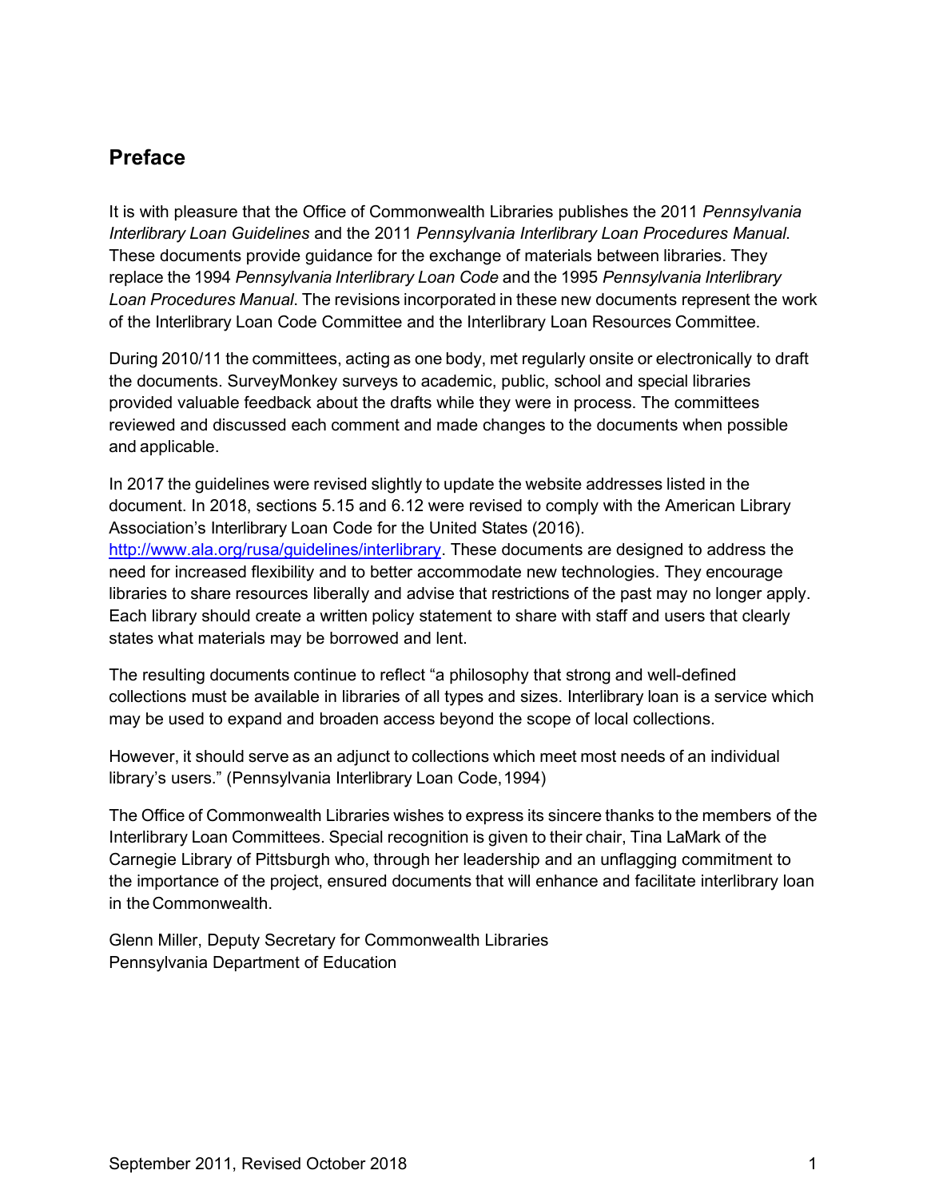## Preface

It is with pleasure that the Office of Commonwealth Libraries publishes the 2011 *Pennsylvania Interlibrary Loan Guidelines* and the 2011 *Pennsylvania Interlibrary Loan Procedures Manual*. These documents provide guidance for the exchange of materials between libraries. They replace the 1994 *Pennsylvania Interlibrary Loan Code* and the 1995 *Pennsylvania Interlibrary Loan Procedures Manual*. The revisions incorporated in these new documents represent the work of the Interlibrary Loan Code Committee and the Interlibrary Loan Resources Committee.

During 2010/11 the committees, acting as one body, met regularly onsite or electronically to draft the documents. SurveyMonkey surveys to academic, public, school and special libraries provided valuable feedback about the drafts while they were in process. The committees reviewed and discussed each comment and made changes to the documents when possible and applicable.

In 2017 the guidelines were revised slightly to update the website addresses listed in the document. In 2018, sections 5.15 and 6.12 were revised to comply with the American Library Association's Interlibrary Loan Code for the United States (2016). http://www.ala.org/rusa/guidelines/interlibrary. These documents are designed to address the need for increased flexibility and to better accommodate new technologies. They encourage libraries to share resources liberally and advise that restrictions of the past may no longer apply. Each library should create a written policy statement to share with staff and users that clearly states what materials may be borrowed and lent.

The resulting documents continue to reflect "a philosophy that strong and well-defined collections must be available in libraries of all types and sizes. Interlibrary loan is a service which may be used to expand and broaden access beyond the scope of local collections.

However, it should serve as an adjunct to collections which meet most needs of an individual library's users." (Pennsylvania Interlibrary Loan Code, 1994)

The Office of Commonwealth Libraries wishes to express its sincere thanks to the members of the Interlibrary Loan Committees. Special recognition is given to their chair, Tina LaMark of the Carnegie Library of Pittsburgh who, through her leadership and an unflagging commitment to the importance of the project, ensured documents that will enhance and facilitate interlibrary loan in the Commonwealth.

Glenn Miller, Deputy Secretary for Commonwealth Libraries
Pennsylvania Department of Education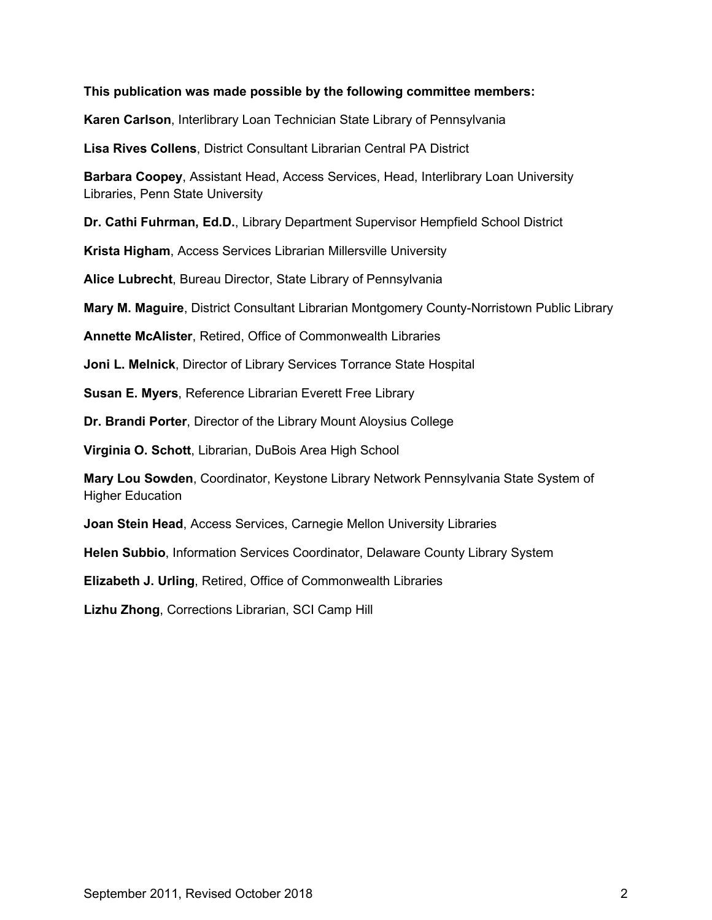**This publication was made possible by the following committee members:**

**Karen Carlson**, Interlibrary Loan Technician State Library of Pennsylvania

**Lisa Rives Collens**, District Consultant Librarian Central PA District

**Barbara Coopey**, Assistant Head, Access Services, Head, Interlibrary Loan University Libraries, Penn State University

**Dr. Cathi Fuhrman, Ed.D.**, Library Department Supervisor Hempfield School District

**Krista Higham**, Access Services Librarian Millersville University

**Alice Lubrecht**, Bureau Director, State Library of Pennsylvania

**Mary M. Maguire**, District Consultant Librarian Montgomery County-Norristown Public Library

**Annette McAlister**, Retired, Office of Commonwealth Libraries

**Joni L. Melnick**, Director of Library Services Torrance State Hospital

**Susan E. Myers**, Reference Librarian Everett Free Library

**Dr. Brandi Porter**, Director of the Library Mount Aloysius College

**Virginia O. Schott**, Librarian, DuBois Area High School

**Mary Lou Sowden**, Coordinator, Keystone Library Network Pennsylvania State System of Higher Education

**Joan Stein Head**, Access Services, Carnegie Mellon University Libraries

**Helen Subbio**, Information Services Coordinator, Delaware County Library System

**Elizabeth J. Urling**, Retired, Office of Commonwealth Libraries

**Lizhu Zhong**, Corrections Librarian, SCI Camp Hill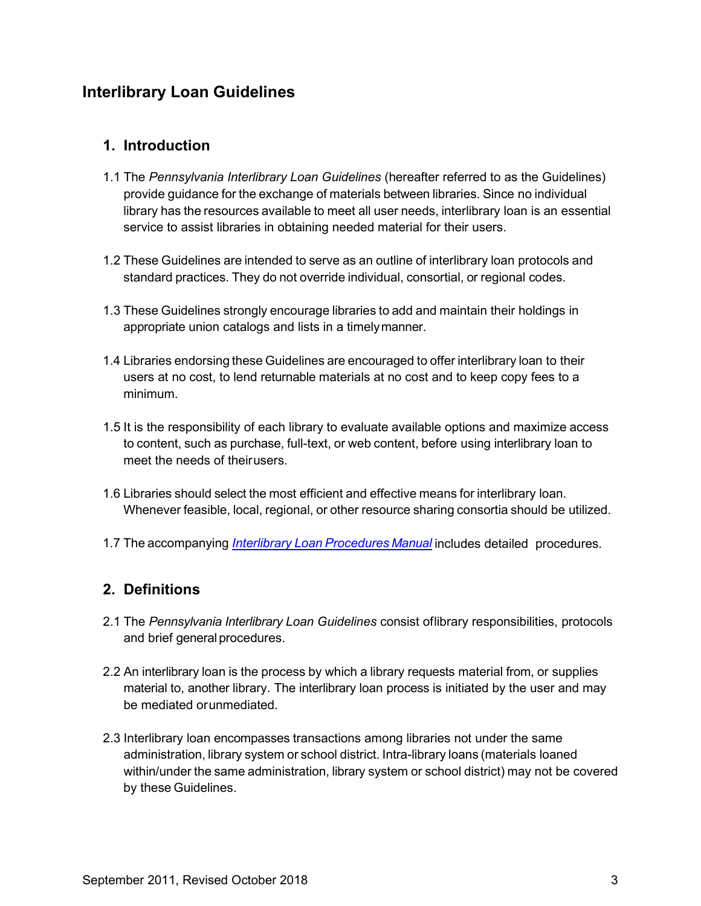# Interlibrary Loan Guidelines

## 1. Introduction

1.1 The *Pennsylvania Interlibrary Loan Guidelines* (hereafter referred to as the Guidelines) provide guidance for the exchange of materials between libraries. Since no individual library has the resources available to meet all user needs, interlibrary loan is an essential service to assist libraries in obtaining needed material for their users.

1.2 These Guidelines are intended to serve as an outline of interlibrary loan protocols and standard practices. They do not override individual, consortial, or regional codes.

1.3 These Guidelines strongly encourage libraries to add and maintain their holdings in appropriate union catalogs and lists in a timely manner.

1.4 Libraries endorsing these Guidelines are encouraged to offer interlibrary loan to their users at no cost, to lend returnable materials at no cost and to keep copy fees to a minimum.

1.5 It is the responsibility of each library to evaluate available options and maximize access to content, such as purchase, full-text, or web content, before using interlibrary loan to meet the needs of their users.

1.6 Libraries should select the most efficient and effective means for interlibrary loan. Whenever feasible, local, regional, or other resource sharing consortia should be utilized.

1.7 The accompanying *Interlibrary Loan Procedures Manual* includes detailed procedures.

## 2. Definitions

2.1 The *Pennsylvania Interlibrary Loan Guidelines* consist of library responsibilities, protocols and brief general procedures.

2.2 An interlibrary loan is the process by which a library requests material from, or supplies material to, another library. The interlibrary loan process is initiated by the user and may be mediated or unmediated.

2.3 Interlibrary loan encompasses transactions among libraries not under the same administration, library system or school district. Intra-library loans (materials loaned within/under the same administration, library system or school district) may not be covered by these Guidelines.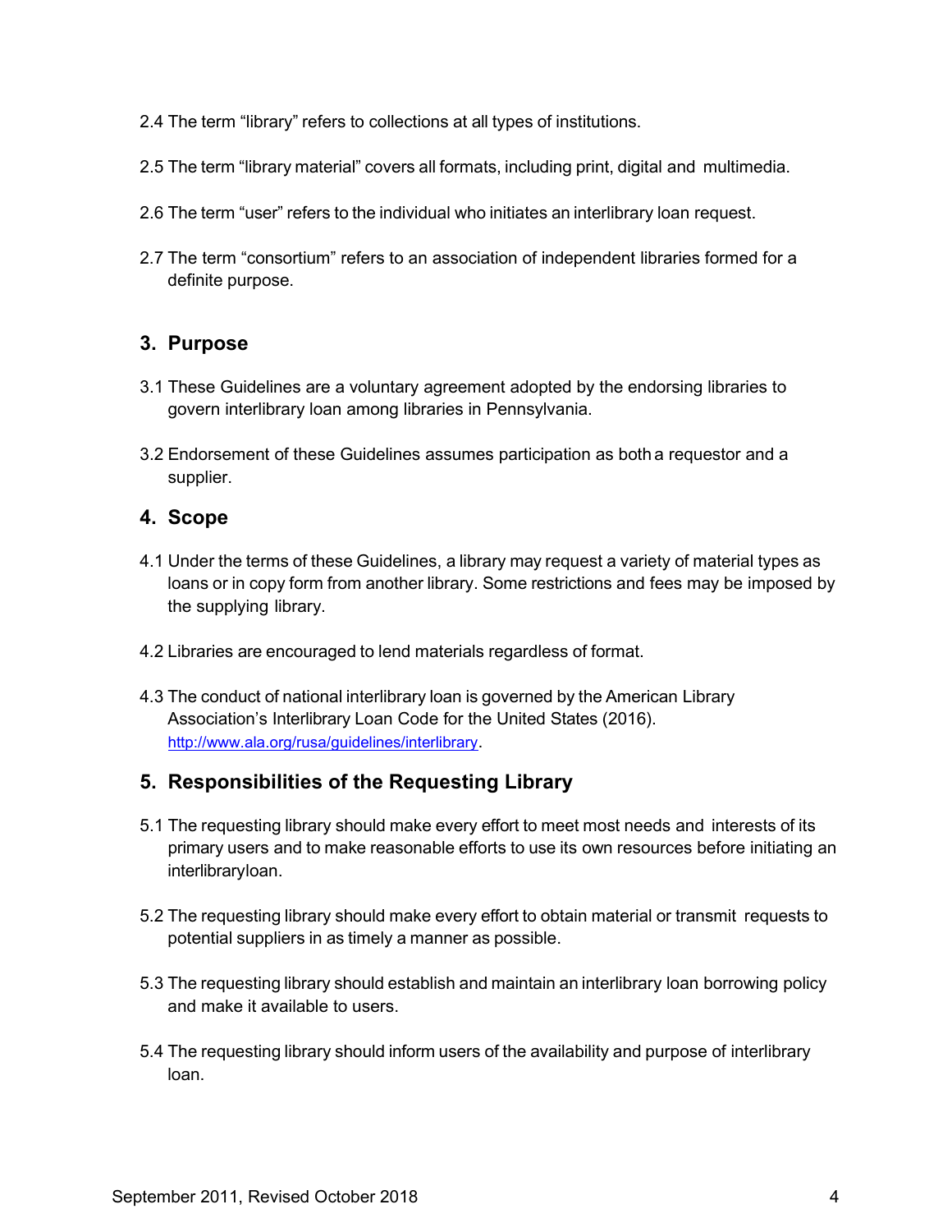2.4 The term "library" refers to collections at all types of institutions.

2.5 The term "library material" covers all formats, including print, digital and multimedia.

2.6 The term "user" refers to the individual who initiates an interlibrary loan request.

2.7 The term "consortium" refers to an association of independent libraries formed for a definite purpose.

## 3. Purpose

3.1 These Guidelines are a voluntary agreement adopted by the endorsing libraries to govern interlibrary loan among libraries in Pennsylvania.

3.2 Endorsement of these Guidelines assumes participation as both a requestor and a supplier.

## 4. Scope

4.1 Under the terms of these Guidelines, a library may request a variety of material types as loans or in copy form from another library. Some restrictions and fees may be imposed by the supplying library.

4.2 Libraries are encouraged to lend materials regardless of format.

4.3 The conduct of national interlibrary loan is governed by the American Library Association's Interlibrary Loan Code for the United States (2016). http://www.ala.org/rusa/guidelines/interlibrary.

## 5. Responsibilities of the Requesting Library

5.1 The requesting library should make every effort to meet most needs and interests of its primary users and to make reasonable efforts to use its own resources before initiating an interlibraryloan.

5.2 The requesting library should make every effort to obtain material or transmit requests to potential suppliers in as timely a manner as possible.

5.3 The requesting library should establish and maintain an interlibrary loan borrowing policy and make it available to users.

5.4 The requesting library should inform users of the availability and purpose of interlibrary loan.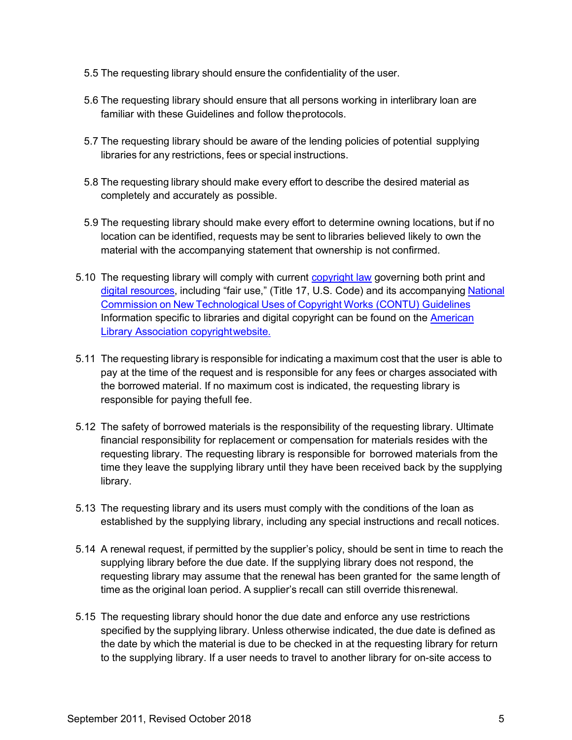5.5 The requesting library should ensure the confidentiality of the user.

5.6 The requesting library should ensure that all persons working in interlibrary loan are familiar with these Guidelines and follow the protocols.

5.7 The requesting library should be aware of the lending policies of potential supplying libraries for any restrictions, fees or special instructions.

5.8 The requesting library should make every effort to describe the desired material as completely and accurately as possible.

5.9 The requesting library should make every effort to determine owning locations, but if no location can be identified, requests may be sent to libraries believed likely to own the material with the accompanying statement that ownership is not confirmed.

5.10 The requesting library will comply with current copyright law governing both print and digital resources, including "fair use," (Title 17, U.S. Code) and its accompanying National Commission on New Technological Uses of Copyright Works (CONTU) Guidelines Information specific to libraries and digital copyright can be found on the American Library Association copyright website.

5.11 The requesting library is responsible for indicating a maximum cost that the user is able to pay at the time of the request and is responsible for any fees or charges associated with the borrowed material. If no maximum cost is indicated, the requesting library is responsible for paying the full fee.

5.12 The safety of borrowed materials is the responsibility of the requesting library. Ultimate financial responsibility for replacement or compensation for materials resides with the requesting library. The requesting library is responsible for borrowed materials from the time they leave the supplying library until they have been received back by the supplying library.

5.13 The requesting library and its users must comply with the conditions of the loan as established by the supplying library, including any special instructions and recall notices.

5.14 A renewal request, if permitted by the supplier's policy, should be sent in time to reach the supplying library before the due date. If the supplying library does not respond, the requesting library may assume that the renewal has been granted for the same length of time as the original loan period. A supplier's recall can still override this renewal.

5.15 The requesting library should honor the due date and enforce any use restrictions specified by the supplying library. Unless otherwise indicated, the due date is defined as the date by which the material is due to be checked in at the requesting library for return to the supplying library. If a user needs to travel to another library for on-site access to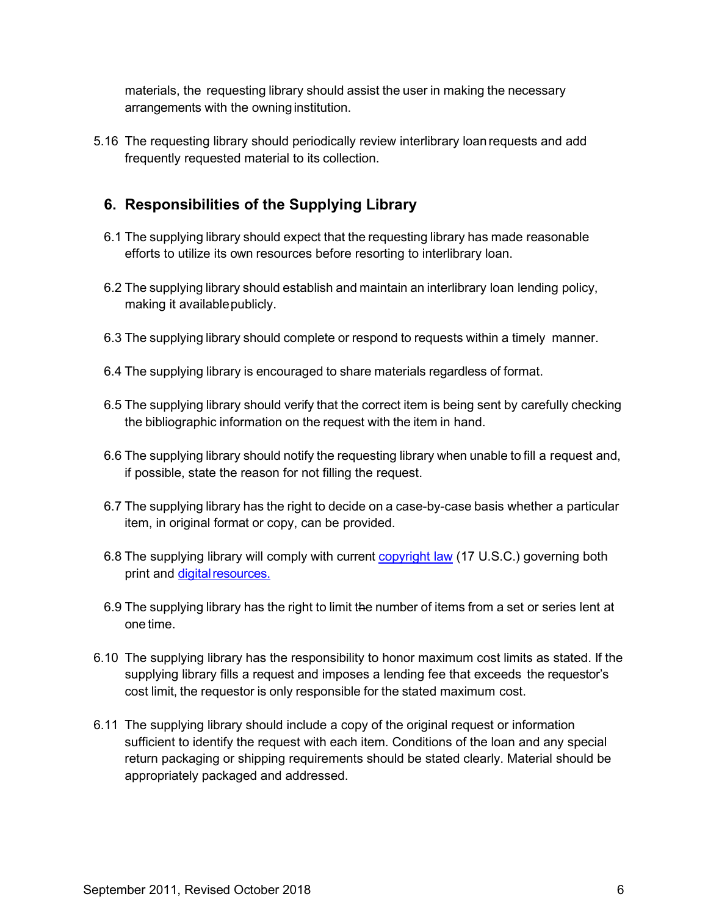materials, the requesting library should assist the user in making the necessary arrangements with the owning institution.

5.16 The requesting library should periodically review interlibrary loan requests and add frequently requested material to its collection.

## 6. Responsibilities of the Supplying Library

6.1 The supplying library should expect that the requesting library has made reasonable efforts to utilize its own resources before resorting to interlibrary loan.

6.2 The supplying library should establish and maintain an interlibrary loan lending policy, making it available publicly.

6.3 The supplying library should complete or respond to requests within a timely manner.

6.4 The supplying library is encouraged to share materials regardless of format.

6.5 The supplying library should verify that the correct item is being sent by carefully checking the bibliographic information on the request with the item in hand.

6.6 The supplying library should notify the requesting library when unable to fill a request and, if possible, state the reason for not filling the request.

6.7 The supplying library has the right to decide on a case-by-case basis whether a particular item, in original format or copy, can be provided.

6.8 The supplying library will comply with current copyright law (17 U.S.C.) governing both print and digital resources.

6.9 The supplying library has the right to limit the number of items from a set or series lent at one time.

6.10 The supplying library has the responsibility to honor maximum cost limits as stated. If the supplying library fills a request and imposes a lending fee that exceeds the requestor's cost limit, the requestor is only responsible for the stated maximum cost.

6.11 The supplying library should include a copy of the original request or information sufficient to identify the request with each item. Conditions of the loan and any special return packaging or shipping requirements should be stated clearly. Material should be appropriately packaged and addressed.

September 2011, Revised October 2018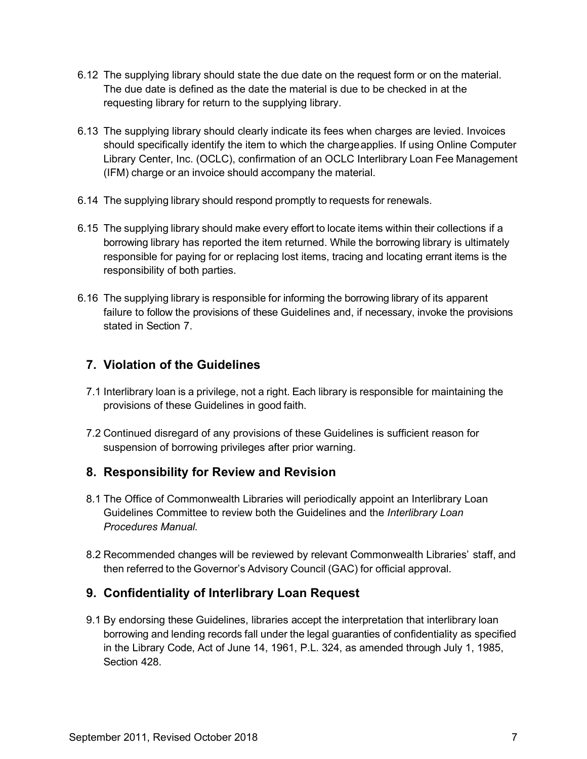6.12 The supplying library should state the due date on the request form or on the material. The due date is defined as the date the material is due to be checked in at the requesting library for return to the supplying library.

6.13 The supplying library should clearly indicate its fees when charges are levied. Invoices should specifically identify the item to which the charge applies. If using Online Computer Library Center, Inc. (OCLC), confirmation of an OCLC Interlibrary Loan Fee Management (IFM) charge or an invoice should accompany the material.

6.14 The supplying library should respond promptly to requests for renewals.

6.15 The supplying library should make every effort to locate items within their collections if a borrowing library has reported the item returned. While the borrowing library is ultimately responsible for paying for or replacing lost items, tracing and locating errant items is the responsibility of both parties.

6.16 The supplying library is responsible for informing the borrowing library of its apparent failure to follow the provisions of these Guidelines and, if necessary, invoke the provisions stated in Section 7.

## 7. Violation of the Guidelines

7.1 Interlibrary loan is a privilege, not a right. Each library is responsible for maintaining the provisions of these Guidelines in good faith.

7.2 Continued disregard of any provisions of these Guidelines is sufficient reason for suspension of borrowing privileges after prior warning.

## 8. Responsibility for Review and Revision

8.1 The Office of Commonwealth Libraries will periodically appoint an Interlibrary Loan Guidelines Committee to review both the Guidelines and the *Interlibrary Loan Procedures Manual.*

8.2 Recommended changes will be reviewed by relevant Commonwealth Libraries' staff, and then referred to the Governor's Advisory Council (GAC) for official approval.

## 9. Confidentiality of Interlibrary Loan Request

9.1 By endorsing these Guidelines, libraries accept the interpretation that interlibrary loan borrowing and lending records fall under the legal guaranties of confidentiality as specified in the Library Code, Act of June 14, 1961, P.L. 324, as amended through July 1, 1985, Section 428.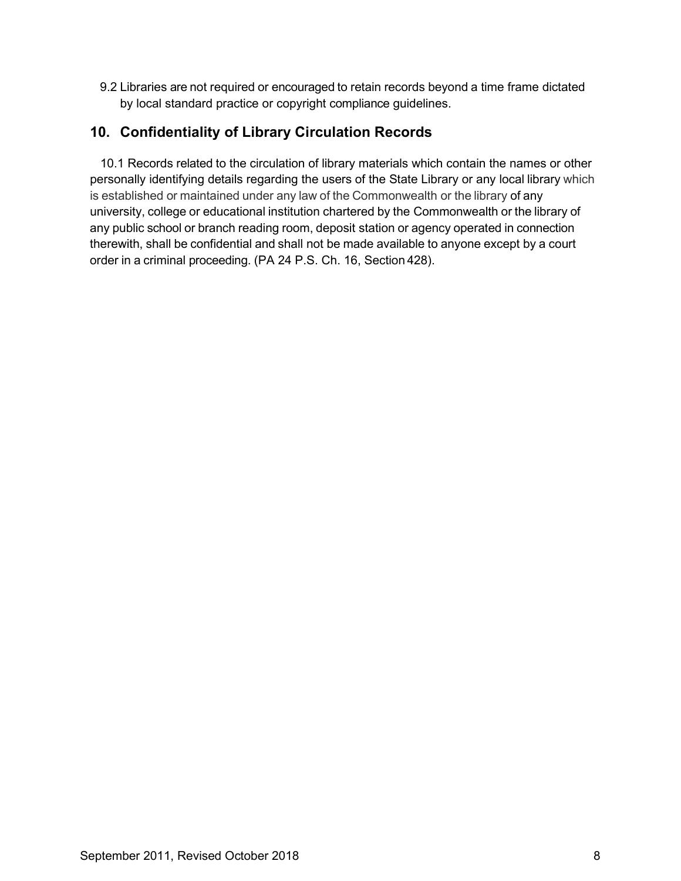9.2 Libraries are not required or encouraged to retain records beyond a time frame dictated by local standard practice or copyright compliance guidelines.

## 10. Confidentiality of Library Circulation Records

10.1 Records related to the circulation of library materials which contain the names or other personally identifying details regarding the users of the State Library or any local library which is established or maintained under any law of the Commonwealth or the library of any university, college or educational institution chartered by the Commonwealth or the library of any public school or branch reading room, deposit station or agency operated in connection therewith, shall be confidential and shall not be made available to anyone except by a court order in a criminal proceeding. (PA 24 P.S. Ch. 16, Section 428).